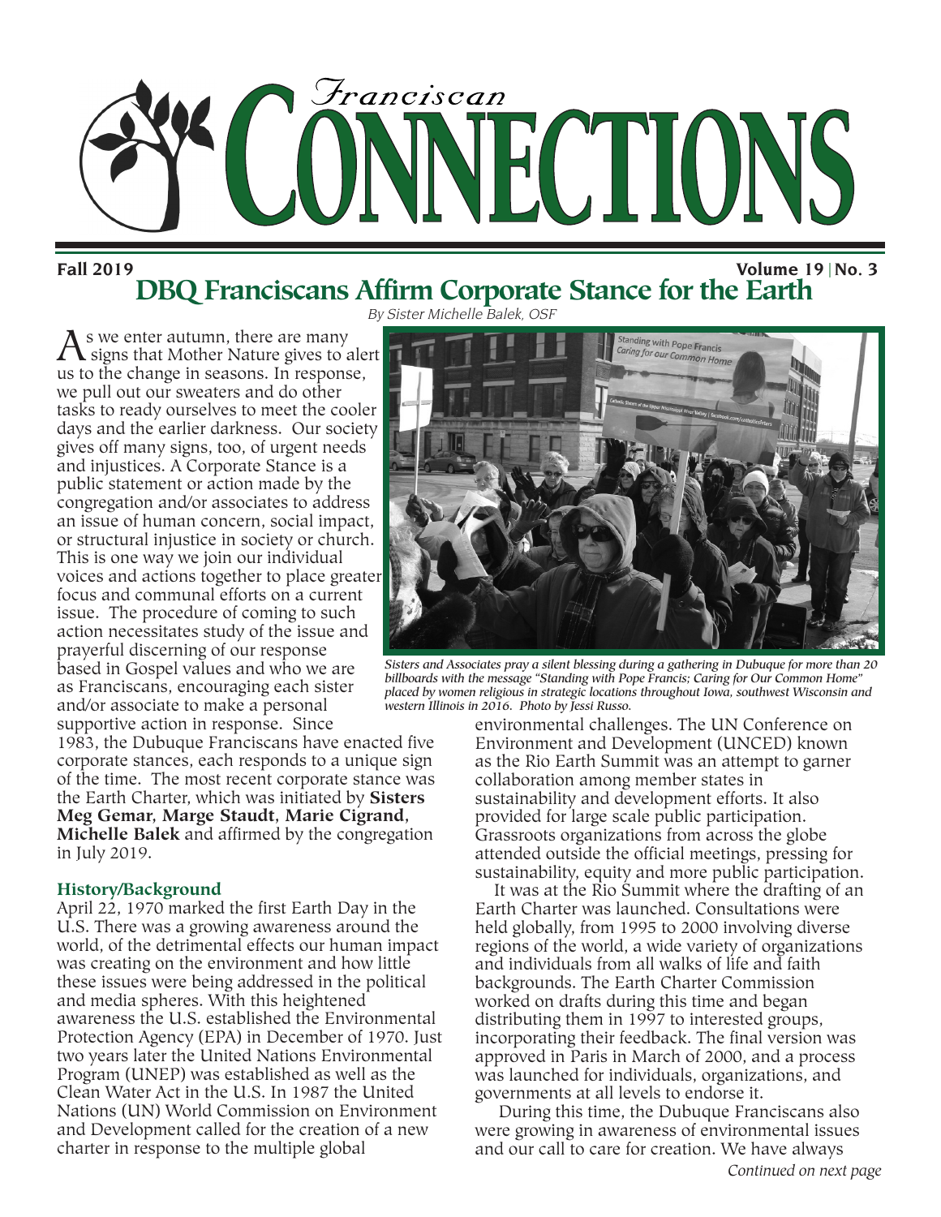# Franciscan CONNECTIONS

**Fall 2019** **Volume 19 | No. 3**

## DBQ Franciscans Affirm Corporate Stance for the Earth

*By Sister Michelle Balek, OSF*

As we enter autumn, there are many signs that Mother Nature gives to alert us to the change in seasons. In response, we pull out our sweaters and do other tasks to ready ourselves to meet the cooler days and the earlier darkness. Our society gives off many signs, too, of urgent needs and injustices. A Corporate Stance is a public statement or action made by the congregation and/or associates to address an issue of human concern, social impact, or structural injustice in society or church. This is one way we join our individual voices and actions together to place greater focus and communal efforts on a current issue. The procedure of coming to such action necessitates study of the issue and prayerful discerning of our response based in Gospel values and who we are as Franciscans, encouraging each sister and/or associate to make a personal supportive action in response. Since 1983, the Dubuque Franciscans have enacted five corporate stances, each responds to a unique sign of the time. The most recent corporate stance was the Earth Charter, which was initiated by **Sisters Meg Gemar, Marge Staudt, Marie Cigrand, Michelle Balek** and affirmed by the congregation in July 2019.

### History/Background

April 22, 1970 marked the first Earth Day in the U.S. There was a growing awareness around the world, of the detrimental effects our human impact was creating on the environment and how little these issues were being addressed in the political and media spheres. With this heightened awareness the U.S. established the Environmental Protection Agency (EPA) in December of 1970. Just two years later the United Nations Environmental Program (UNEP) was established as well as the Clean Water Act in the U.S. In 1987 the United Nations (UN) World Commission on Environment and Development called for the creation of a new charter in response to the multiple global environmental challenges. The UN Conference on Environment and Development (UNCED) known as the Rio Earth Summit was an attempt to garner collaboration among member states in sustainability and development efforts. It also provided for large scale public participation. Grassroots organizations from across the globe attended outside the official meetings, pressing for sustainability, equity and more public participation.

It was at the Rio Summit where the drafting of an Earth Charter was launched. Consultations were held globally, from 1995 to 2000 involving diverse regions of the world, a wide variety of organizations and individuals from all walks of life and faith backgrounds. The Earth Charter Commission worked on drafts during this time and began distributing them in 1997 to interested groups, incorporating their feedback. The final version was approved in Paris in March of 2000, and a process was launched for individuals, organizations, and governments at all levels to endorse it.

During this time, the Dubuque Franciscans also were growing in awareness of environmental issues and our call to care for creation. We have always

*Sisters and Associates pray a silent blessing during a gathering in Dubuque for more than 20 billboards with the message "Standing with Pope Francis; Caring for Our Common Home" placed by women religious in strategic locations throughout Iowa, southwest Wisconsin and western Illinois in 2016. Photo by Jessi Russo.*

*Continued on next page*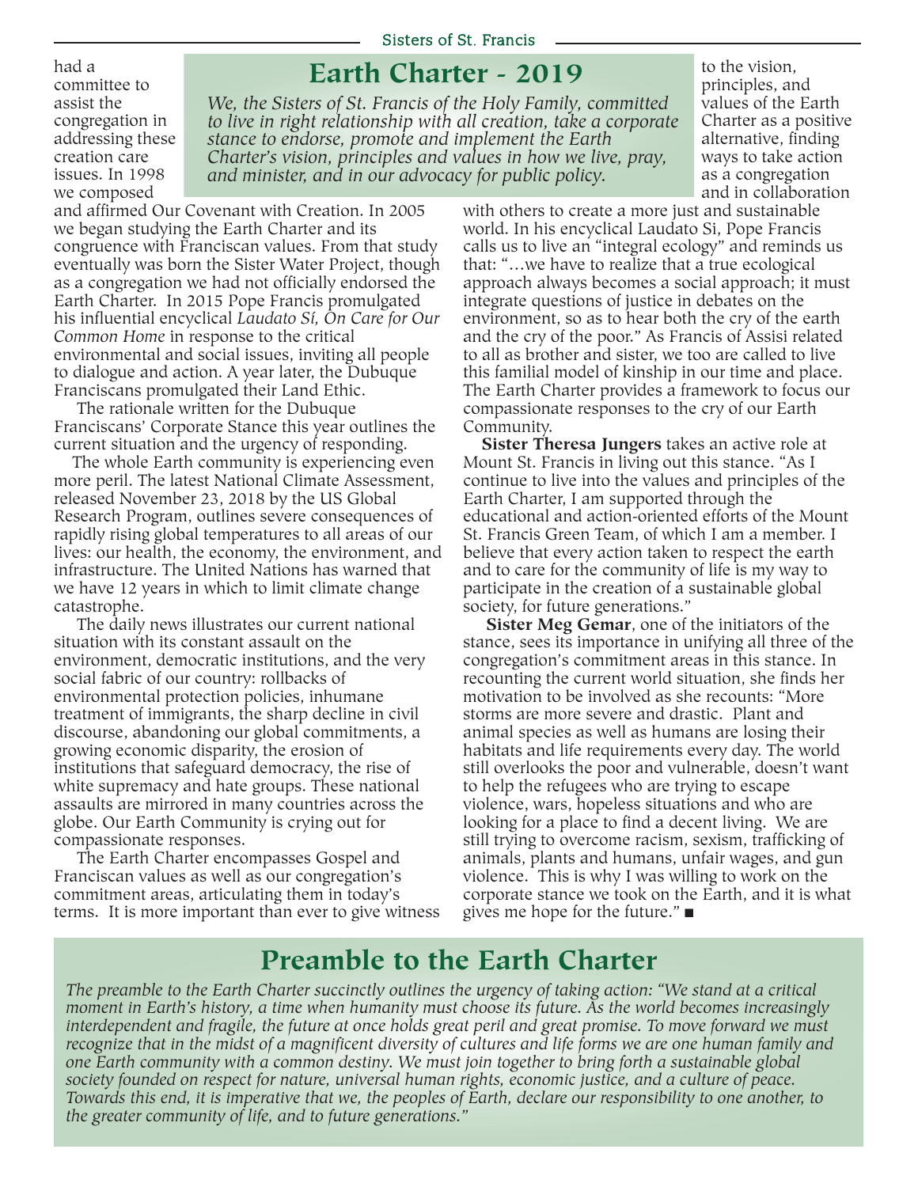## Earth Charter - 2019

*We, the Sisters of St. Francis of the Holy Family, committed to live in right relationship with all creation, take a corporate stance to endorse, promote and implement the Earth Charter's vision, principles and values in how we live, pray, and minister, and in our advocacy for public policy.*

had a committee to assist the congregation in addressing these creation care issues. In 1998 we composed and affirmed Our Covenant with Creation. In 2005 we began studying the Earth Charter and its congruence with Franciscan values. From that study eventually was born the Sister Water Project, though as a congregation we had not officially endorsed the Earth Charter. In 2015 Pope Francis promulgated his influential encyclical *Laudato Sí, On Care for Our Common Home* in response to the critical environmental and social issues, inviting all people to dialogue and action. A year later, the Dubuque Franciscans promulgated their Land Ethic.

The rationale written for the Dubuque Franciscans' Corporate Stance this year outlines the current situation and the urgency of responding.

The whole Earth community is experiencing even more peril. The latest National Climate Assessment, released November 23, 2018 by the US Global Research Program, outlines severe consequences of rapidly rising global temperatures to all areas of our lives: our health, the economy, the environment, and infrastructure. The United Nations has warned that we have 12 years in which to limit climate change catastrophe.

The daily news illustrates our current national situation with its constant assault on the environment, democratic institutions, and the very social fabric of our country: rollbacks of environmental protection policies, inhumane treatment of immigrants, the sharp decline in civil discourse, abandoning our global commitments, a growing economic disparity, the erosion of institutions that safeguard democracy, the rise of white supremacy and hate groups. These national assaults are mirrored in many countries across the globe. Our Earth Community is crying out for compassionate responses.

The Earth Charter encompasses Gospel and Franciscan values as well as our congregation's commitment areas, articulating them in today's terms. It is more important than ever to give witness to the vision, principles, and values of the Earth Charter as a positive alternative, finding ways to take action as a congregation and in collaboration with others to create a more just and sustainable world. In his encyclical Laudato Si, Pope Francis calls us to live an "integral ecology" and reminds us that: "…we have to realize that a true ecological approach always becomes a social approach; it must integrate questions of justice in debates on the environment, so as to hear both the cry of the earth and the cry of the poor." As Francis of Assisi related to all as brother and sister, we too are called to live this familial model of kinship in our time and place. The Earth Charter provides a framework to focus our compassionate responses to the cry of our Earth Community.

**Sister Theresa Jungers** takes an active role at Mount St. Francis in living out this stance. "As I continue to live into the values and principles of the Earth Charter, I am supported through the educational and action-oriented efforts of the Mount St. Francis Green Team, of which I am a member. I believe that every action taken to respect the earth and to care for the community of life is my way to participate in the creation of a sustainable global society, for future generations."

**Sister Meg Gemar**, one of the initiators of the stance, sees its importance in unifying all three of the congregation's commitment areas in this stance. In recounting the current world situation, she finds her motivation to be involved as she recounts: "More storms are more severe and drastic. Plant and animal species as well as humans are losing their habitats and life requirements every day. The world still overlooks the poor and vulnerable, doesn't want to help the refugees who are trying to escape violence, wars, hopeless situations and who are looking for a place to find a decent living. We are still trying to overcome racism, sexism, trafficking of animals, plants and humans, unfair wages, and gun violence. This is why I was willing to work on the corporate stance we took on the Earth, and it is what gives me hope for the future." ■

## Preamble to the Earth Charter

*The preamble to the Earth Charter succinctly outlines the urgency of taking action: "We stand at a critical moment in Earth's history, a time when humanity must choose its future. As the world becomes increasingly interdependent and fragile, the future at once holds great peril and great promise. To move forward we must recognize that in the midst of a magnificent diversity of cultures and life forms we are one human family and one Earth community with a common destiny. We must join together to bring forth a sustainable global society founded on respect for nature, universal human rights, economic justice, and a culture of peace. Towards this end, it is imperative that we, the peoples of Earth, declare our responsibility to one another, to the greater community of life, and to future generations."*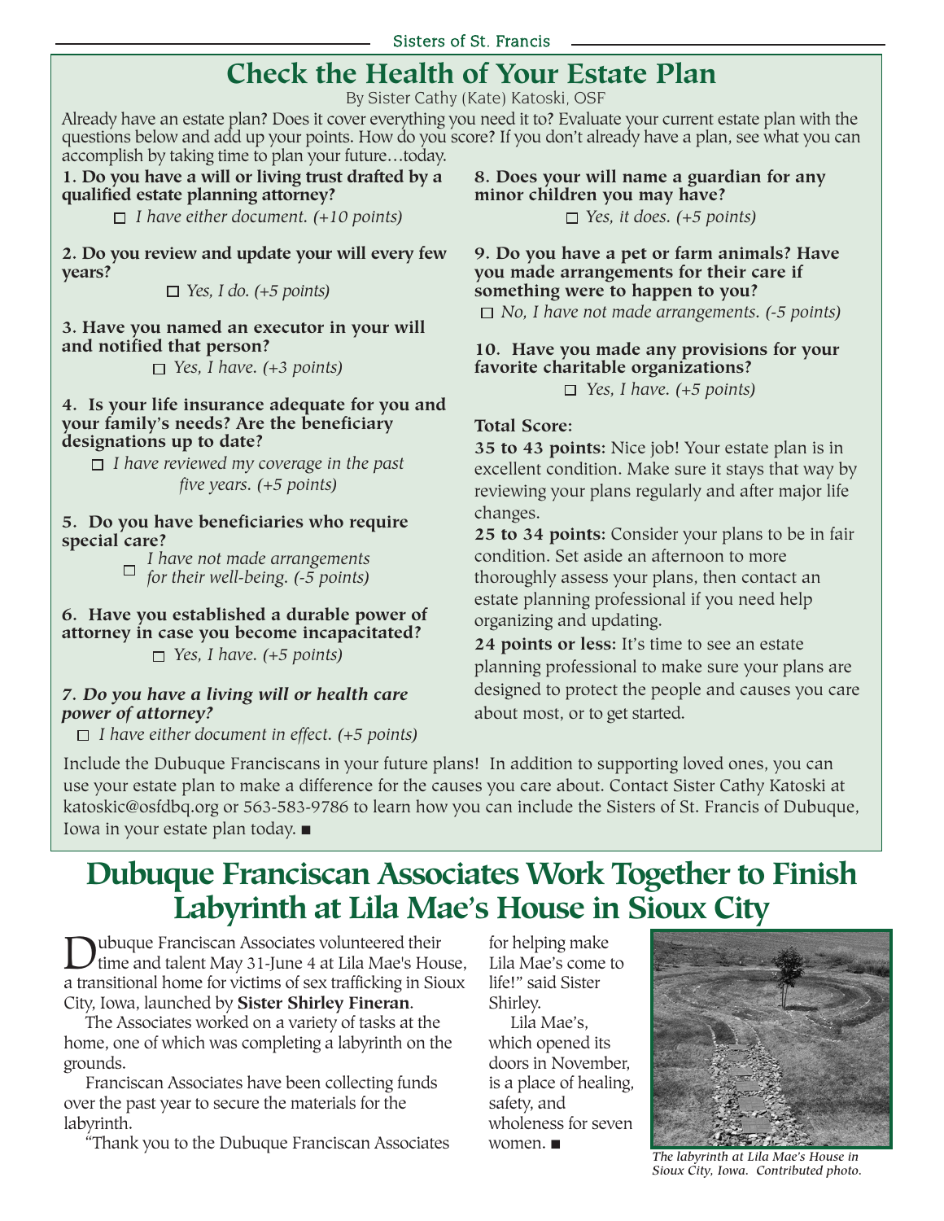# Check the Health of Your Estate Plan

By Sister Cathy (Kate) Katoski, OSF

Already have an estate plan? Does it cover everything you need it to? Evaluate your current estate plan with the questions below and add up your points. How do you score? If you don't already have a plan, see what you can accomplish by taking time to plan your future…today.

**1. Do you have a will or living trust drafted by a qualified estate planning attorney?**

☐ *I have either document. (+10 points)*

**2. Do you review and update your will every few years?**

☐ *Yes, I do. (+5 points)*

**3. Have you named an executor in your will and notified that person?**

☐ *Yes, I have. (+3 points)*

**4. Is your life insurance adequate for you and your family's needs? Are the beneficiary designations up to date?**

☐ *I have reviewed my coverage in the past five years. (+5 points)*

**5. Do you have beneficiaries who require special care?**

☐ *I have not made arrangements for their well-being. (-5 points)*

**6. Have you established a durable power of attorney in case you become incapacitated?**

☐ *Yes, I have. (+5 points)*

***7. Do you have a living will or health care power of attorney?***

☐ *I have either document in effect. (+5 points)*

**8. Does your will name a guardian for any minor children you may have?**

☐ *Yes, it does. (+5 points)*

**9. Do you have a pet or farm animals? Have you made arrangements for their care if something were to happen to you?**

☐ *No, I have not made arrangements. (-5 points)*

**10. Have you made any provisions for your favorite charitable organizations?**

☐ *Yes, I have. (+5 points)*

**Total Score:**

**35 to 43 points:** Nice job! Your estate plan is in excellent condition. Make sure it stays that way by reviewing your plans regularly and after major life changes.

**25 to 34 points:** Consider your plans to be in fair condition. Set aside an afternoon to more thoroughly assess your plans, then contact an estate planning professional if you need help organizing and updating.

**24 points or less:** It's time to see an estate planning professional to make sure your plans are designed to protect the people and causes you care about most, or to get started.

Include the Dubuque Franciscans in your future plans! In addition to supporting loved ones, you can use your estate plan to make a difference for the causes you care about. Contact Sister Cathy Katoski at katoskic@osfdbq.org or 563-583-9786 to learn how you can include the Sisters of St. Francis of Dubuque, Iowa in your estate plan today. ■

# Dubuque Franciscan Associates Work Together to Finish Labyrinth at Lila Mae's House in Sioux City

Dubuque Franciscan Associates volunteered their time and talent May 31-June 4 at Lila Mae's House, a transitional home for victims of sex trafficking in Sioux City, Iowa, launched by **Sister Shirley Fineran**.

The Associates worked on a variety of tasks at the home, one of which was completing a labyrinth on the grounds.

Franciscan Associates have been collecting funds over the past year to secure the materials for the labyrinth.

"Thank you to the Dubuque Franciscan Associates for helping make Lila Mae's come to life!" said Sister Shirley.

Lila Mae's, which opened its doors in November, is a place of healing, safety, and wholeness for seven women. ■

*The labyrinth at Lila Mae's House in Sioux City, Iowa. Contributed photo.*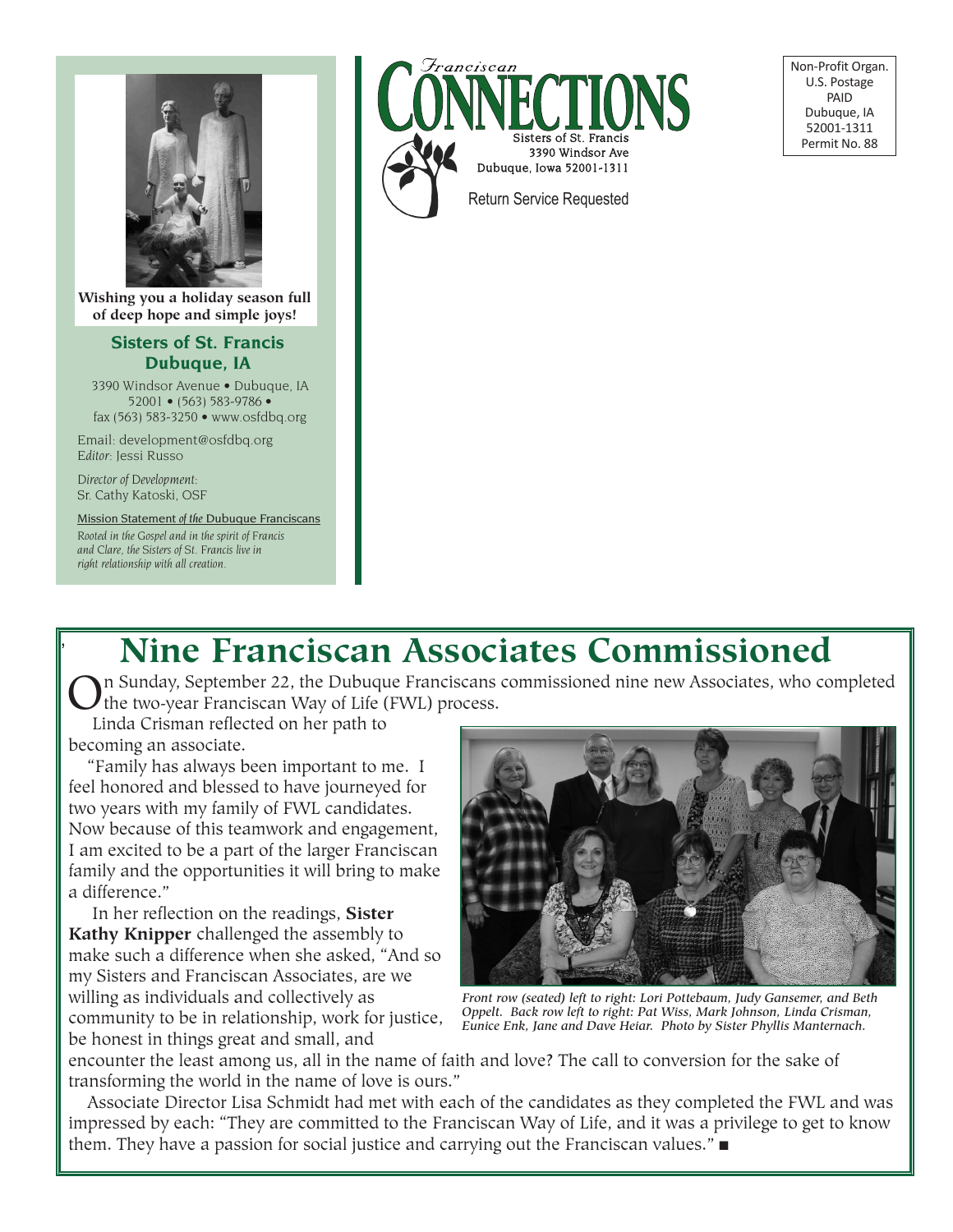Wishing you a holiday season full of deep hope and simple joys!

**Sisters of St. Francis Dubuque, IA**

3390 Windsor Avenue • Dubuque, IA 52001 • (563) 583-9786 • fax (563) 583-3250 • www.osfdbq.org

Email: development@osfdbq.org
*Editor*: Jessi Russo

*Director of Development*:
Sr. Cathy Katoski, OSF

Mission Statement *of the* Dubuque Franciscans

*Rooted in the Gospel and in the spirit of Francis and Clare, the Sisters of St. Francis live in right relationship with all creation.*

*Franciscan* CONNECTIONS
Sisters of St. Francis
3390 Windsor Ave
Dubuque, Iowa 52001-1311

Return Service Requested

Non-Profit Organ.
U.S. Postage
PAID
Dubuque, IA
52001-1311
Permit No. 88

# Nine Franciscan Associates Commissioned

On Sunday, September 22, the Dubuque Franciscans commissioned nine new Associates, who completed the two-year Franciscan Way of Life (FWL) process.

Linda Crisman reflected on her path to becoming an associate.

"Family has always been important to me. I feel honored and blessed to have journeyed for two years with my family of FWL candidates. Now because of this teamwork and engagement, I am excited to be a part of the larger Franciscan family and the opportunities it will bring to make a difference."

In her reflection on the readings, **Sister Kathy Knipper** challenged the assembly to make such a difference when she asked, "And so my Sisters and Franciscan Associates, are we willing as individuals and collectively as community to be in relationship, work for justice, be honest in things great and small, and encounter the least among us, all in the name of faith and love? The call to conversion for the sake of transforming the world in the name of love is ours."

*Front row (seated) left to right: Lori Pottebaum, Judy Gansemer, and Beth Oppelt. Back row left to right: Pat Wiss, Mark Johnson, Linda Crisman, Eunice Enk, Jane and Dave Heiar. Photo by Sister Phyllis Manternach.*

Associate Director Lisa Schmidt had met with each of the candidates as they completed the FWL and was impressed by each: "They are committed to the Franciscan Way of Life, and it was a privilege to get to know them. They have a passion for social justice and carrying out the Franciscan values." ■